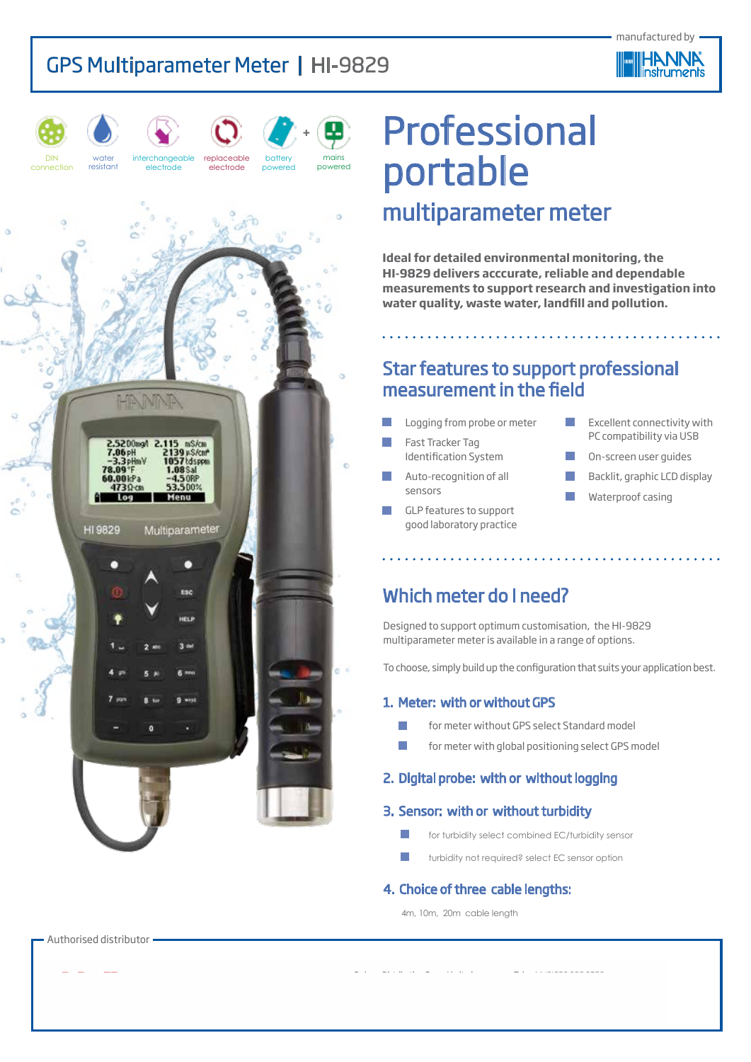# GPS Multiparameter Meter | HI-9829

manufactured by HANNA instruments

DIN connection · water resistant · interchangeable electrode · replaceable electrode · battery powered + mains powered

# Professional portable

## multiparameter meter

**Ideal for detailed environmental monitoring, the HI-9829 delivers acccurate, reliable and dependable measurements to support research and investigation into water quality, waste water, landfill and pollution.**

## Star features to support professional measurement in the field

- Logging from probe or meter
- Fast Tracker Tag Identification System
- Auto-recognition of all sensors
- GLP features to support good laboratory practice
- Excellent connectivity with PC compatibility via USB
- On-screen user guides
- Backlit, graphic LCD display
- Waterproof casing

## Which meter do I need?

Designed to support optimum customisation, the HI-9829 multiparameter meter is available in a range of options.

To choose, simply build up the configuration that suits your application best.

### 1. Meter: with or without GPS

- for meter without GPS select Standard model
- for meter with global positioning select GPS model

### 2. Digital probe: with or without logging

### 3. Sensor: with or without turbidity

- for turbidity select combined EC/turbidity sensor
- turbidity not required? select EC sensor option

### 4. Choice of three cable lengths:

4m, 10m, 20m cable length

Authorised distributor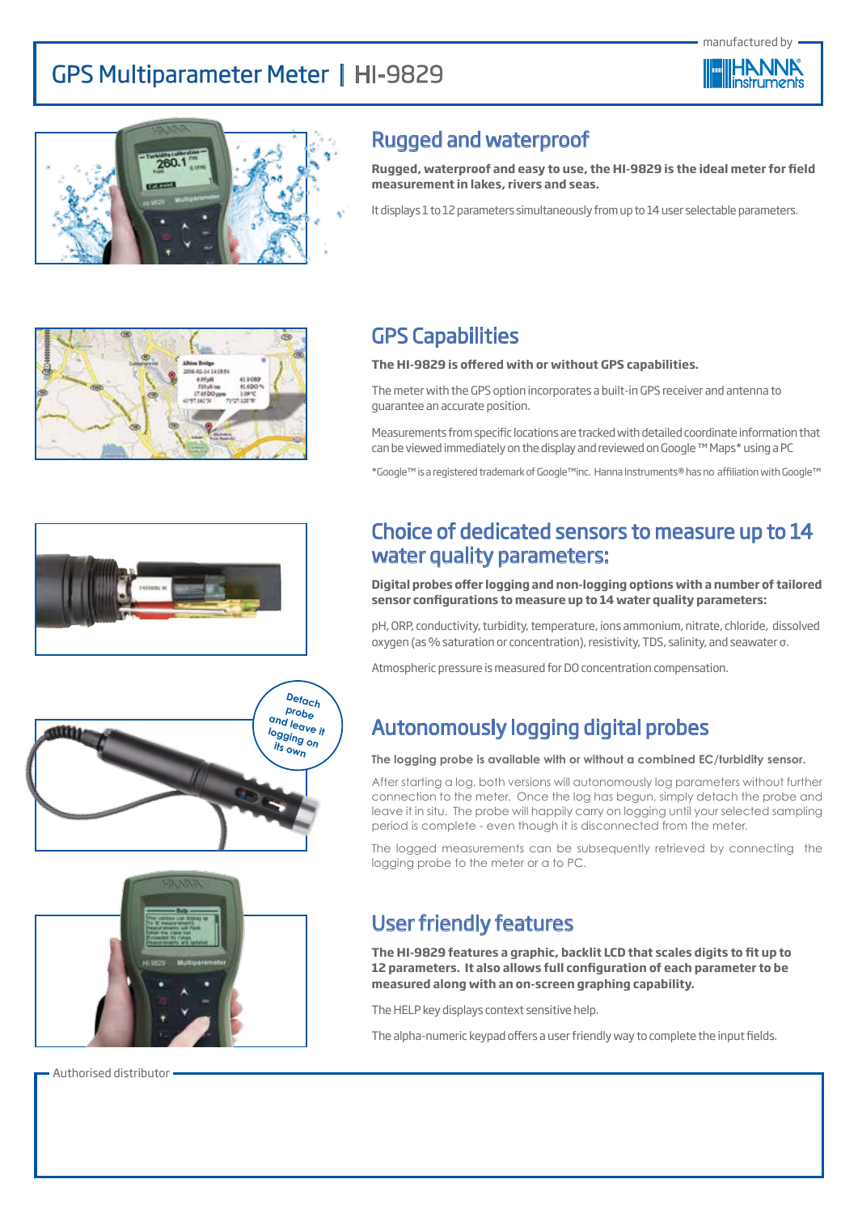# GPS Multiparameter Meter | HI-9829

manufactured by HANNA instruments

## Rugged and waterproof

**Rugged, waterproof and easy to use, the HI-9829 is the ideal meter for field measurement in lakes, rivers and seas.**

It displays 1 to 12 parameters simultaneously from up to 14 user selectable parameters.

## GPS Capabilities

**The HI-9829 is offered with or without GPS capabilities.**

The meter with the GPS option incorporates a built-in GPS receiver and antenna to guarantee an accurate position.

Measurements from specific locations are tracked with detailed coordinate information that can be viewed immediately on the display and reviewed on Google ™ Maps* using a PC

*Google™ is a registered trademark of Google™inc. Hanna Instruments® has no affiliation with Google™

## Choice of dedicated sensors to measure up to 14 water quality parameters:

**Digital probes offer logging and non-logging options with a number of tailored sensor configurations to measure up to 14 water quality parameters:**

pH, ORP, conductivity, turbidity, temperature, ions ammonium, nitrate, chloride, dissolved oxygen (as % saturation or concentration), resistivity, TDS, salinity, and seawater σ.

Atmospheric pressure is measured for DO concentration compensation.

Detach probe and leave it logging on its own

## Autonomously logging digital probes

**The logging probe is available with or without a combined EC/turbidity sensor.**

After starting a log, both versions will autonomously log parameters without further connection to the meter. Once the log has begun, simply detach the probe and leave it in situ. The probe will happily carry on logging until your selected sampling period is complete - even though it is disconnected from the meter.

The logged measurements can be subsequently retrieved by connecting the logging probe to the meter or a to PC.

## User friendly features

**The HI-9829 features a graphic, backlit LCD that scales digits to fit up to 12 parameters. It also allows full configuration of each parameter to be measured along with an on-screen graphing capability.**

The HELP key displays context sensitive help.

The alpha-numeric keypad offers a user friendly way to complete the input fields.

Authorised distributor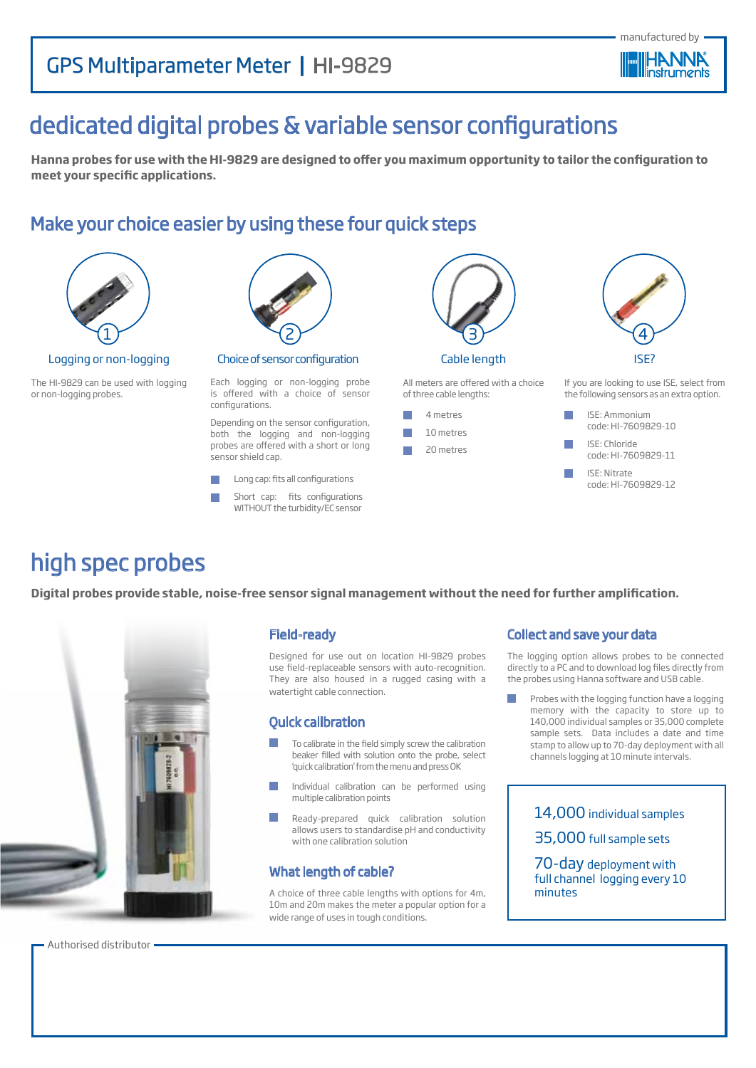GPS Multiparameter Meter | HI-9829

manufactured by HANNA instruments

# dedicated digital probes & variable sensor configurations

**Hanna probes for use with the HI-9829 are designed to offer you maximum opportunity to tailor the configuration to meet your specific applications.**

## Make your choice easier by using these four quick steps

### 1 Logging or non-logging

The HI-9829 can be used with logging or non-logging probes.

### 2 Choice of sensor configuration

Each logging or non-logging probe is offered with a choice of sensor configurations.

Depending on the sensor configuration, both the logging and non-logging probes are offered with a short or long sensor shield cap.

- Long cap: fits all configurations
- Short cap: fits configurations WITHOUT the turbidity/EC sensor

### 3 Cable length

All meters are offered with a choice of three cable lengths:

- 4 metres
- 10 metres
- 20 metres

### 4 ISE?

If you are looking to use ISE, select from the following sensors as an extra option.

- ISE: Ammonium code: HI-7609829-10
- ISE: Chloride code: HI-7609829-11
- ISE: Nitrate code: HI-7609829-12

# high spec probes

**Digital probes provide stable, noise-free sensor signal management without the need for further amplification.**

### Field-ready

Designed for use out on location HI-9829 probes use field-replaceable sensors with auto-recognition. They are also housed in a rugged casing with a watertight cable connection.

### Quick calibration

- To calibrate in the field simply screw the calibration beaker filled with solution onto the probe, select 'quick calibration' from the menu and press OK
- Individual calibration can be performed using multiple calibration points
- Ready-prepared quick calibration solution allows users to standardise pH and conductivity with one calibration solution

### What length of cable?

A choice of three cable lengths with options for 4m, 10m and 20m makes the meter a popular option for a wide range of uses in tough conditions.

### Collect and save your data

The logging option allows probes to be connected directly to a PC and to download log files directly from the probes using Hanna software and USB cable.

- Probes with the logging function have a logging memory with the capacity to store up to 140,000 individual samples or 35,000 complete sample sets. Data includes a date and time stamp to allow up to 70-day deployment with all channels logging at 10 minute intervals.

14,000 individual samples

35,000 full sample sets

70-day deployment with full channel logging every 10 minutes

Authorised distributor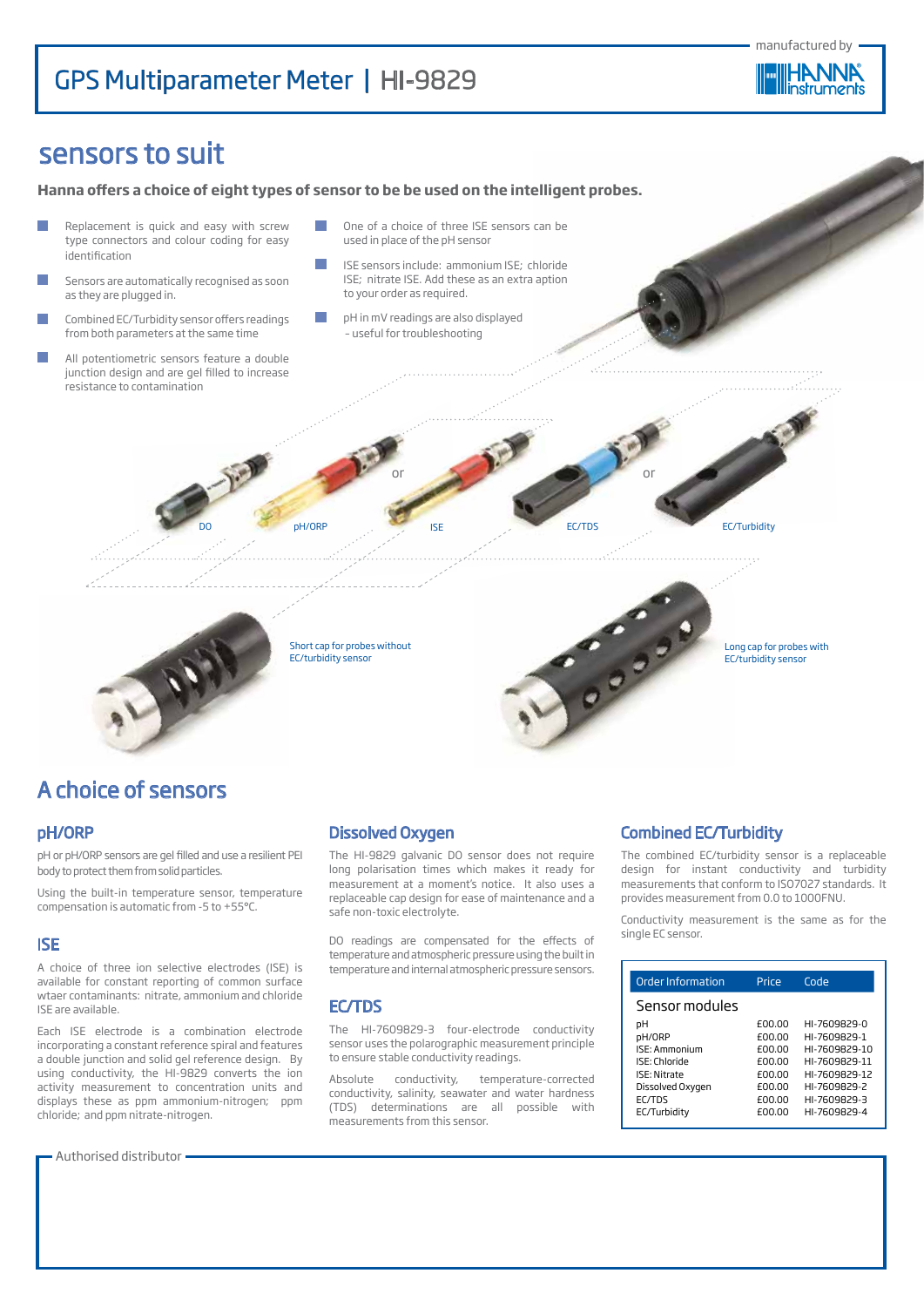# GPS Multiparameter Meter | HI-9829

manufactured by HANNA instruments

## sensors to suit

**Hanna offers a choice of eight types of sensor to be be used on the intelligent probes.**

- Replacement is quick and easy with screw type connectors and colour coding for easy identification
- Sensors are automatically recognised as soon as they are plugged in.
- Combined EC/Turbidity sensor offers readings from both parameters at the same time
- All potentiometric sensors feature a double junction design and are gel filled to increase resistance to contamination
- One of a choice of three ISE sensors can be used in place of the pH sensor
- ISE sensors include: ammonium ISE; chloride ISE; nitrate ISE. Add these as an extra aption to your order as required.
- pH in mV readings are also displayed – useful for troubleshooting

DO | pH/ORP | or | ISE | EC/TDS | or | EC/Turbidity

Short cap for probes without EC/turbidity sensor

Long cap for probes with EC/turbidity sensor

## A choice of sensors

### pH/ORP

pH or pH/ORP sensors are gel filled and use a resilient PEI body to protect them from solid particles.

Using the built-in temperature sensor, temperature compensation is automatic from -5 to +55°C.

### ISE

A choice of three ion selective electrodes (ISE) is available for constant reporting of common surface wtaer contaminants: nitrate, ammonium and chloride ISE are available.

Each ISE electrode is a combination electrode incorporating a constant reference spiral and features a double junction and solid gel reference design. By using conductivity, the HI-9829 converts the ion activity measurement to concentration units and displays these as ppm ammonium-nitrogen; ppm chloride; and ppm nitrate-nitrogen.

### Dissolved Oxygen

The HI-9829 galvanic DO sensor does not require long polarisation times which makes it ready for measurement at a moment's notice. It also uses a replaceable cap design for ease of maintenance and a safe non-toxic electrolyte.

DO readings are compensated for the effects of temperature and atmospheric pressure using the built in temperature and internal atmospheric pressure sensors.

### EC/TDS

The HI-7609829-3 four-electrode conductivity sensor uses the polarographic measurement principle to ensure stable conductivity readings.

Absolute conductivity, temperature-corrected conductivity, salinity, seawater and water hardness (TDS) determinations are all possible with measurements from this sensor.

### Combined EC/Turbidity

The combined EC/turbidity sensor is a replaceable design for instant conductivity and turbidity measurements that conform to ISO7027 standards. It provides measurement from 0.0 to 1000FNU.

Conductivity measurement is the same as for the single EC sensor.

| Order Information | Price | Code |
|---|---|---|
| **Sensor modules** | | |
| pH | £00.00 | HI-7609829-0 |
| pH/ORP | £00.00 | HI-7609829-1 |
| ISE: Ammonium | £00.00 | HI-7609829-10 |
| ISE: Chloride | £00.00 | HI-7609829-11 |
| ISE: Nitrate | £00.00 | HI-7609829-12 |
| Dissolved Oxygen | £00.00 | HI-7609829-2 |
| EC/TDS | £00.00 | HI-7609829-3 |
| EC/Turbidity | £00.00 | HI-7609829-4 |

Authorised distributor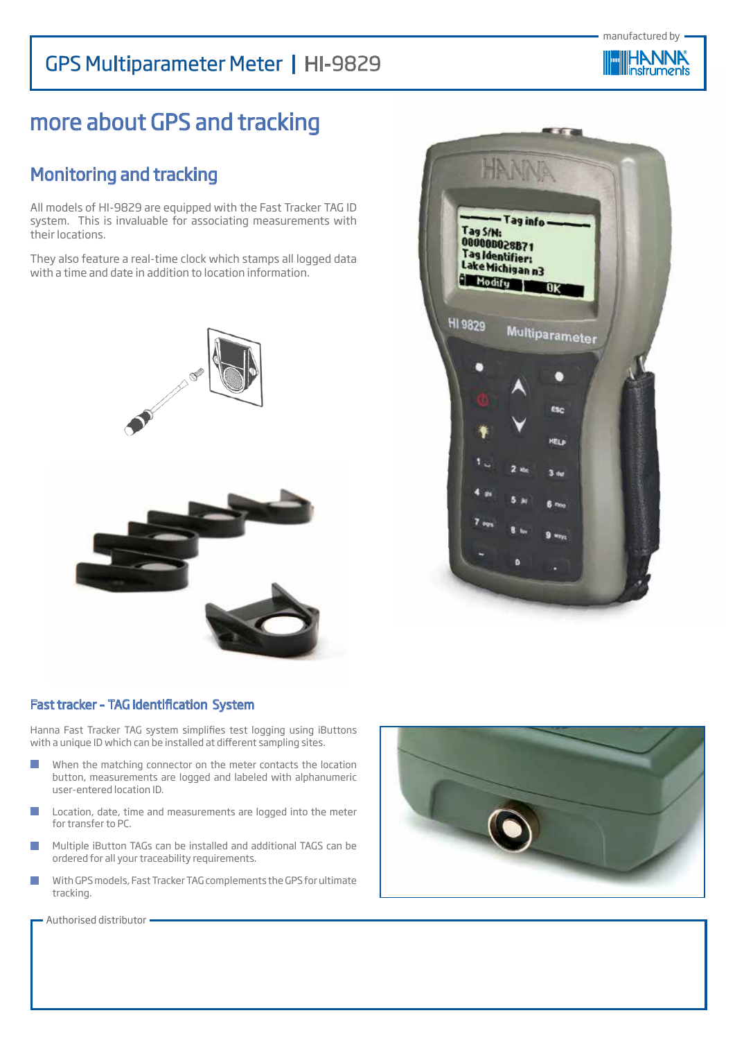# more about GPS and tracking

## Monitoring and tracking

All models of HI-9829 are equipped with the Fast Tracker TAG ID system. This is invaluable for associating measurements with their locations.

They also feature a real-time clock which stamps all logged data with a time and date in addition to location information.

### Fast tracker - TAG Identification System

Hanna Fast Tracker TAG system simplifies test logging using iButtons with a unique ID which can be installed at different sampling sites.

- When the matching connector on the meter contacts the location button, measurements are logged and labeled with alphanumeric user-entered location ID.
- Location, date, time and measurements are logged into the meter for transfer to PC.
- Multiple iButton TAGs can be installed and additional TAGS can be ordered for all your traceability requirements.
- With GPS models, Fast Tracker TAG complements the GPS for ultimate tracking.

Authorised distributor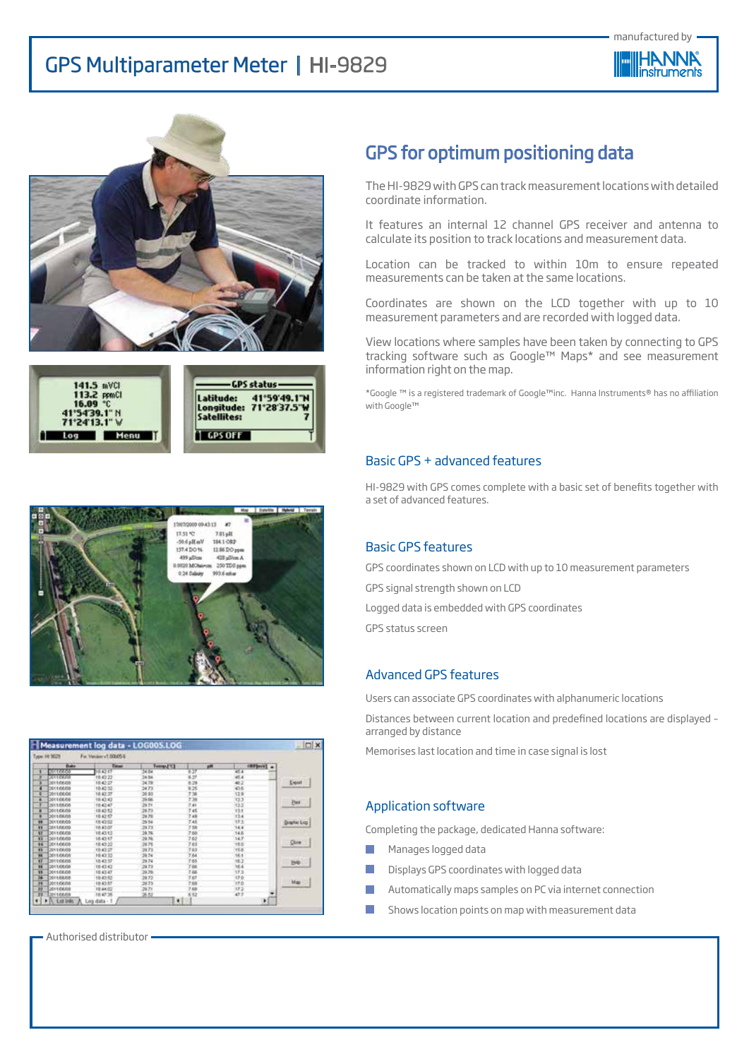# GPS Multiparameter Meter | HI-9829

manufactured by HANNA instruments

## GPS for optimum positioning data

The HI-9829 with GPS can track measurement locations with detailed coordinate information.

It features an internal 12 channel GPS receiver and antenna to calculate its position to track locations and measurement data.

Location can be tracked to within 10m to ensure repeated measurements can be taken at the same locations.

Coordinates are shown on the LCD together with up to 10 measurement parameters and are recorded with logged data.

View locations where samples have been taken by connecting to GPS tracking software such as Google™ Maps* and see measurement information right on the map.

*Google ™ is a registered trademark of Google™inc. Hanna Instruments® has no affiliation with Google™

### Basic GPS + advanced features

HI-9829 with GPS comes complete with a basic set of benefits together with a set of advanced features.

### Basic GPS features

GPS coordinates shown on LCD with up to 10 measurement parameters

GPS signal strength shown on LCD

Logged data is embedded with GPS coordinates

GPS status screen

### Advanced GPS features

Users can associate GPS coordinates with alphanumeric locations

Distances between current location and predefined locations are displayed - arranged by distance

Memorises last location and time in case signal is lost

### Application software

Completing the package, dedicated Hanna software:

- Manages logged data
- Displays GPS coordinates with logged data
- Automatically maps samples on PC via internet connection
- Shows location points on map with measurement data

Authorised distributor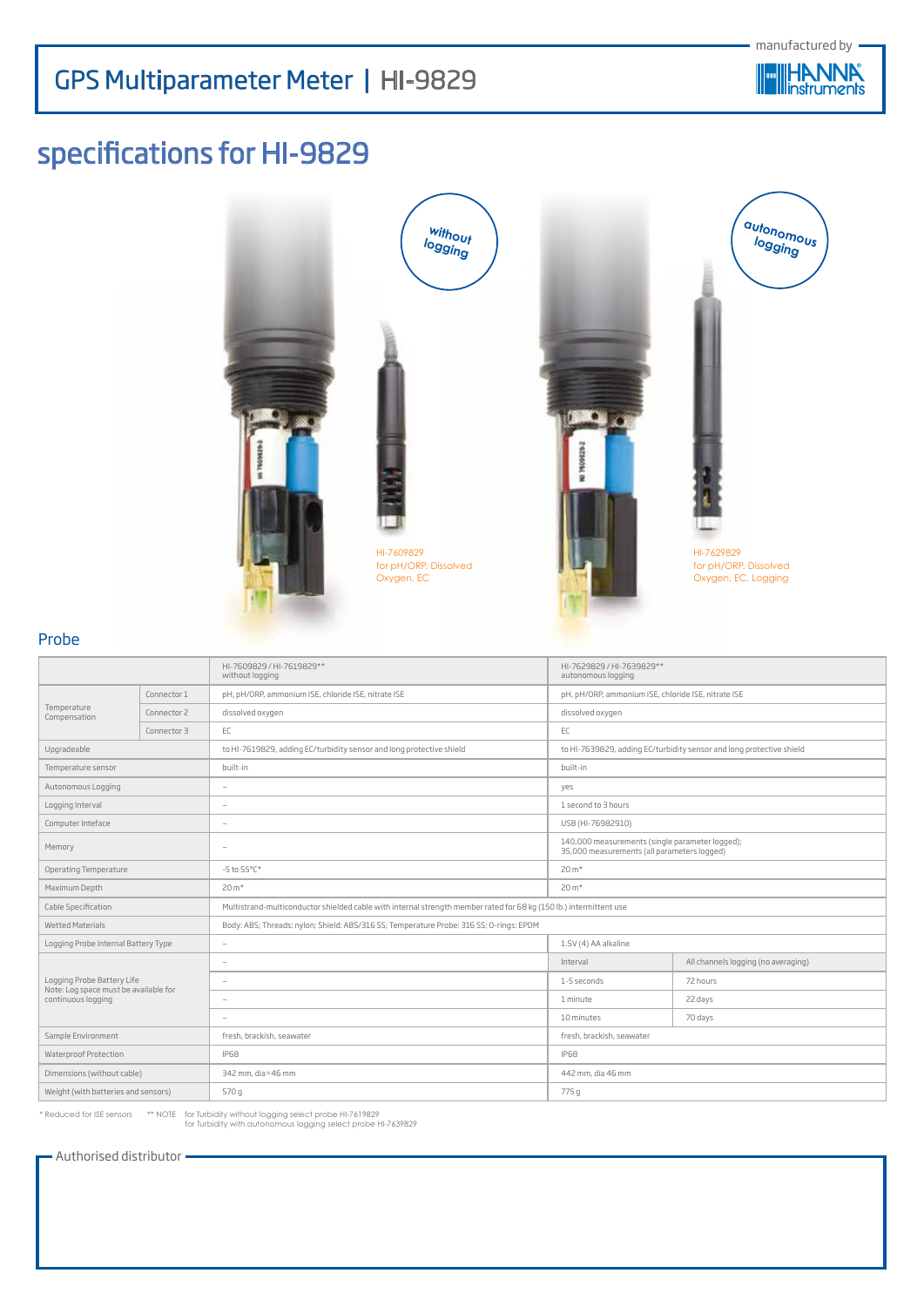# GPS Multiparameter Meter | HI-9829

manufactured by HANNA instruments

## specifications for HI-9829

without logging

HI-7609829
for pH/ORP, Dissolved Oxygen, EC

autonomous logging

HI-7629829
for pH/ORP, Dissolved Oxygen, EC, Logging

### Probe

| | | HI-7609829 / HI-7619829** without logging | HI-7629829 / HI-7639829** autonomous logging | |
|---|---|---|---|---|
| Temperature Compensation | Connector 1 | pH, pH/ORP, ammonium ISE, chloride ISE, nitrate ISE | pH, pH/ORP, ammonium ISE, chloride ISE, nitrate ISE | |
| | Connector 2 | dissolved oxygen | dissolved oxygen | |
| | Connector 3 | EC | EC | |
| Upgradeable | | to HI-7619829, adding EC/turbidity sensor and long protective shield | to HI-7639829, adding EC/turbidity sensor and long protective shield | |
| Temperature sensor | | built-in | built-in | |
| Autonomous Logging | | – | yes | |
| Logging Interval | | – | 1 second to 3 hours | |
| Computer Inteface | | – | USB (HI-76982910) | |
| Memory | | – | 140,000 measurements (single parameter logged); 35,000 measurements (all parameters logged) | |
| Operating Temperature | | -5 to 55°C* | 20 m* | |
| Maximum Depth | | 20 m* | 20 m* | |
| Cable Specification | | Multistrand-multiconductor shielded cable with internal strength member rated for 68 kg (150 lb.) intermittent use | | |
| Wetted Materials | | Body: ABS; Threads: nylon; Shield: ABS/316 SS; Temperature Probe: 316 SS; O-rings: EPDM | | |
| Logging Probe Internal Battery Type | | – | 1.5V (4) AA alkaline | |
| Logging Probe Battery Life Note: Log space must be available for continuous logging | | – | Interval | All channels logging (no averaging) |
| | | – | 1-5 seconds | 72 hours |
| | | – | 1 minute | 22 days |
| | | – | 10 minutes | 70 days |
| Sample Environment | | fresh, brackish, seawater | fresh, brackish, seawater | |
| Waterproof Protection | | IP68 | IP68 | |
| Dimensions (without cable) | | 342 mm, dia=46 mm | 442 mm, dia 46 mm | |
| Weight (with batteries and sensors) | | 570 g | 775 g | |

\* Reduced for ISE sensors &nbsp;&nbsp; ** NOTE for Turbidity without logging select probe HI-7619829
for Turbidity with autonomous logging select probe HI-7639829

Authorised distributor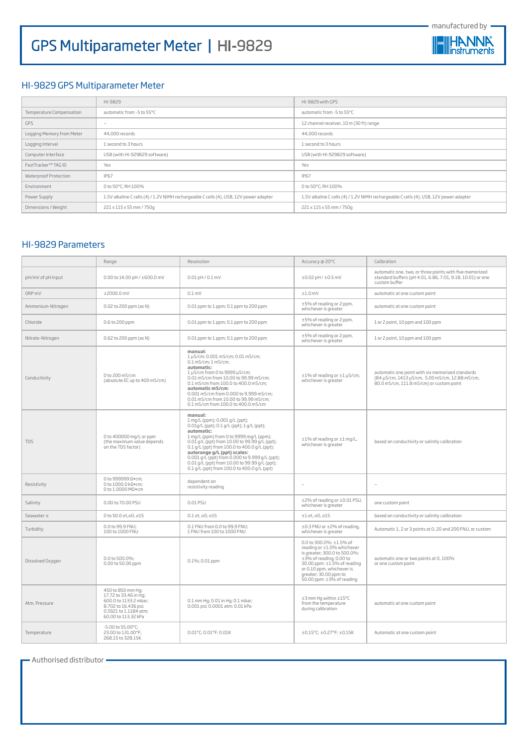# GPS Multiparameter Meter | HI-9829

manufactured by HANNA instruments

## HI-9829 GPS Multiparameter Meter

| | HI-9829 | HI-9829 with GPS |
|---|---|---|
| Temperature Compensation | automatic from -5 to 55°C | automatic from -5 to 55°C |
| GPS | – | 12 channel receiver, 10 m (30 ft) range |
| Logging Memory from Meter | 44,000 records | 44,000 records |
| Logging Interval | 1 second to 3 hours | 1 second to 3 hours |
| Computer Interface | USB (with HI-929829 software) | USB (with HI-929829 software) |
| FastTracker™ TAG ID | Yes | Yes |
| Waterproof Protection | IP67 | IP67 |
| Environment | 0 to 50°C; RH 100% | 0 to 50°C; RH 100% |
| Power Supply | 1.5V alkaline C cells (4) / 1.2V NiMH rechargeable C cells (4), USB, 12V power adapter | 1.5V alkaline C cells (4) / 1.2V NiMH rechargeable C cells (4), USB, 12V power adapter |
| Dimensions / Weight | 221 x 115 x 55 mm / 750g | 221 x 115 x 55 mm / 750g |

## HI-9829 Parameters

| | Range | Resolution | Accuracy @ 20°C | Calibration |
|---|---|---|---|---|
| pH/mV of pH input | 0.00 to 14.00 pH / ±600.0 mV | 0.01 pH / 0.1 mV | ±0.02 pH / ±0.5 mV | automatic one, two, or three points with five memorized standard buffers (pH 4.01, 6.86, 7.01, 9.18, 10.01) or one custom buffer |
| ORP mV | ±2000.0 mV | 0.1 mV | ±1.0 mV | automatic at one custom point |
| Ammonium-Nitrogen | 0.02 to 200 ppm (as N) | 0.01 ppm to 1 ppm; 0.1 ppm to 200 ppm | ±5% of reading or 2 ppm, whichever is greater | automatic at one custom point |
| Chloride | 0.6 to 200 ppm | 0.01 ppm to 1 ppm; 0.1 ppm to 200 ppm | ±5% of reading or 2 ppm, whichever is greater | 1 or 2 point, 10 ppm and 100 ppm |
| Nitrate-Nitrogen | 0.62 to 200 ppm (as N) | 0.01 ppm to 1 ppm; 0.1 ppm to 200 ppm | ±5% of reading or 2 ppm, whichever is greater | 1 or 2 point, 10 ppm and 100 ppm |
| Conductivity | 0 to 200 mS/cm (absolute EC up to 400 mS/cm) | **manual:** 1 µS/cm; 0.001 mS/cm; 0.01 mS/cm; 0.1 mS/cm; 1 mS/cm; **automatic:** 1 µS/cm from 0 to 9999 µS/cm; 0.01 mS/cm from 10.00 to 99.99 mS/cm; 0.1 mS/cm from 100.0 to 400.0 mS/cm; **automatic mS/cm:** 0.001 mS/cm from 0.000 to 9.999 mS/cm; 0.01 mS/cm from 10.00 to 99.99 mS/cm; 0.1 mS/cm from 100.0 to 400.0 mS/cm | ±1% of reading or ±1 µS/cm, whichever is greater | automatic one point with six memorized standards (84 µS/cm, 1413 µS/cm, 5.00 mS/cm, 12.88 mS/cm, 80.0 mS/cm, 111.8 mS/cm) or custom point |
| TDS | 0 to 400000 mg/L or ppm (the maximum value depends on the TDS factor) | **manual:** 1 mg/L (ppm); 0.001 g/L (ppt); 0.01g/L (ppt); 0.1 g/L (ppt); 1 g/L (ppt); **automatic:** 1 mg/L (ppm) from 0 to 9999 mg/L (ppm); 0.01 g/L (ppt) from 10.00 to 99.99 g/L (ppt); 0.1 g/L (ppt) from 100.0 to 400.0 g/L (ppt); **autorange g/L (ppt) scales:** 0.001 g/L (ppt) from 0.000 to 9.999 g/L (ppt); 0.01 g/L (ppt) from 10.00 to 99.99 g/L (ppt); 0.1 g/L (ppt) from 100.0 to 400.0 g/L (ppt) | ±1% of reading or ±1 mg/L, whichever is greater | based on conductivity or salinity calibration |
| Resistivity | 0 to 999999 Ω•cm; 0 to 1000.0 kΩ•cm; 0 to 1.0000 MΩ•cm | dependent on resistivity reading | – | – |
| Salinity | 0.00 to 70.00 PSU | 0.01 PSU | ±2% of reading or ±0.01 PSU, whichever is greater | one custom point |
| Seawater σ | 0 to 50.0 σt, σ0, σ15 | 0.1 σt, σ0, σ15 | ±1 σt, σ0, σ15 | based on conductivity or salinity calibration |
| Turbidity | 0.0 to 99.9 FNU; 100 to 1000 FNU | 0.1 FNU from 0.0 to 99.9 FNU; 1 FNU from 100 to 1000 FNU | ±0.3 FNU or ±2% of reading, whichever is greater | Automatic 1, 2 or 3 points at 0, 20 and 200 FNU, or custom |
| Dissolved Oxygen | 0.0 to 500.0%; 0.00 to 50.00 ppm | 0.1%; 0.01 ppm | 0.0 to 300.0%: ±1.5% of reading or ±1.0% whichever is greater; 300.0 to 500.0%: ±3% of reading; 0.00 to 30.00 ppm: ±1.5% of reading or 0.10 ppm, whichever is greater; 30.00 ppm to 50.00 ppm: ±3% of reading | automatic one or two points at 0, 100% or one custom point |
| Atm. Pressure | 450 to 850 mm Hg; 17.72 to 33.46 in Hg; 600.0 to 1133.2 mbar; 8.702 to 16.436 psi; 0.5921 to 1.1184 atm; 60.00 to 113.32 kPa | 0.1 mm Hg; 0.01 in Hg; 0.1 mbar; 0.001 psi; 0.0001 atm; 0.01 kPa | ±3 mm Hg within ±15°C from the temperature during calibration | automatic at one custom point |
| Temperature | -5.00 to 55.00°C; 23.00 to 131.00°F; 268.15 to 328.15K | 0.01°C; 0.01°F; 0.01K | ±0.15°C; ±0.27°F; ±0.15K | Automatic at one custom point |

Authorised distributor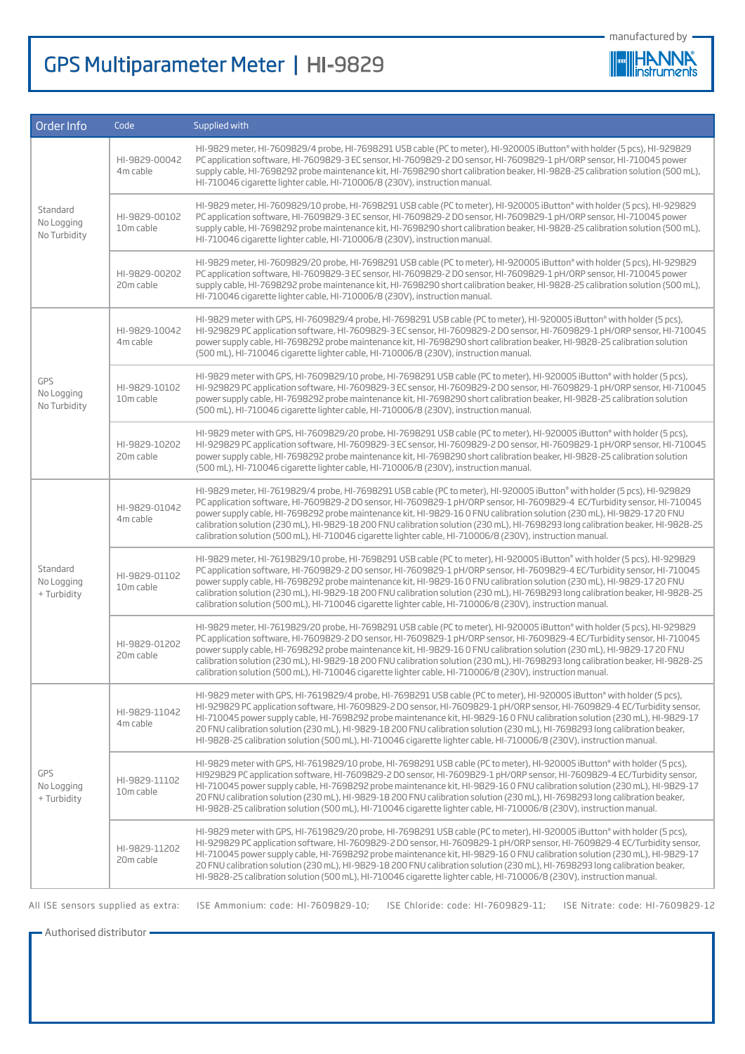# GPS Multiparameter Meter | HI-9829

manufactured by HANNA instruments

| Order Info | Code | Supplied with |
|---|---|---|
| Standard No Logging No Turbidity | HI-9829-00042 4m cable | HI-9829 meter, HI-7609829/4 probe, HI-7698291 USB cable (PC to meter), HI-920005 iButton® with holder (5 pcs), HI-929829 PC application software, HI-7609829-3 EC sensor, HI-7609829-2 DO sensor, HI-7609829-1 pH/ORP sensor, HI-710045 power supply cable, HI-7698292 probe maintenance kit, HI-7698290 short calibration beaker, HI-9828-25 calibration solution (500 mL), HI-710046 cigarette lighter cable, HI-710006/8 (230V), instruction manual. |
| | HI-9829-00102 10m cable | HI-9829 meter, HI-7609829/10 probe, HI-7698291 USB cable (PC to meter), HI-920005 iButton® with holder (5 pcs), HI-929829 PC application software, HI-7609829-3 EC sensor, HI-7609829-2 DO sensor, HI-7609829-1 pH/ORP sensor, HI-710045 power supply cable, HI-7698292 probe maintenance kit, HI-7698290 short calibration beaker, HI-9828-25 calibration solution (500 mL), HI-710046 cigarette lighter cable, HI-710006/8 (230V), instruction manual. |
| | HI-9829-00202 20m cable | HI-9829 meter, HI-7609829/20 probe, HI-7698291 USB cable (PC to meter), HI-920005 iButton® with holder (5 pcs), HI-929829 PC application software, HI-7609829-3 EC sensor, HI-7609829-2 DO sensor, HI-7609829-1 pH/ORP sensor, HI-710045 power supply cable, HI-7698292 probe maintenance kit, HI-7698290 short calibration beaker, HI-9828-25 calibration solution (500 mL), HI-710046 cigarette lighter cable, HI-710006/8 (230V), instruction manual. |
| GPS No Logging No Turbidity | HI-9829-10042 4m cable | HI-9829 meter with GPS, HI-7609829/4 probe, HI-7698291 USB cable (PC to meter), HI-920005 iButton® with holder (5 pcs), HI-929829 PC application software, HI-7609829-3 EC sensor, HI-7609829-2 DO sensor, HI-7609829-1 pH/ORP sensor, HI-710045 power supply cable, HI-7698292 probe maintenance kit, HI-7698290 short calibration beaker, HI-9828-25 calibration solution (500 mL), HI-710046 cigarette lighter cable, HI-710006/8 (230V), instruction manual. |
| | HI-9829-10102 10m cable | HI-9829 meter with GPS, HI-7609829/10 probe, HI-7698291 USB cable (PC to meter), HI-920005 iButton® with holder (5 pcs), HI-929829 PC application software, HI-7609829-3 EC sensor, HI-7609829-2 DO sensor, HI-7609829-1 pH/ORP sensor, HI-710045 power supply cable, HI-7698292 probe maintenance kit, HI-7698290 short calibration beaker, HI-9828-25 calibration solution (500 mL), HI-710046 cigarette lighter cable, HI-710006/8 (230V), instruction manual. |
| | HI-9829-10202 20m cable | HI-9829 meter with GPS, HI-7609829/20 probe, HI-7698291 USB cable (PC to meter), HI-920005 iButton® with holder (5 pcs), HI-929829 PC application software, HI-7609829-3 EC sensor, HI-7609829-2 DO sensor, HI-7609829-1 pH/ORP sensor, HI-710045 power supply cable, HI-7698292 probe maintenance kit, HI-7698290 short calibration beaker, HI-9828-25 calibration solution (500 mL), HI-710046 cigarette lighter cable, HI-710006/8 (230V), instruction manual. |
| Standard No Logging + Turbidity | HI-9829-01042 4m cable | HI-9829 meter, HI-7619829/4 probe, HI-7698291 USB cable (PC to meter), HI-920005 iButton® with holder (5 pcs), HI-929829 PC application software, HI-7609829-2 DO sensor, HI-7609829-1 pH/ORP sensor, HI-7609829-4 EC/Turbidity sensor, HI-710045 power supply cable, HI-7698292 probe maintenance kit, HI-9829-16 0 FNU calibration solution (230 mL), HI-9829-17 20 FNU calibration solution (230 mL), HI-9829-18 200 FNU calibration solution (230 mL), HI-7698293 long calibration beaker, HI-9828-25 calibration solution (500 mL), HI-710046 cigarette lighter cable, HI-710006/8 (230V), instruction manual. |
| | HI-9829-01102 10m cable | HI-9829 meter, HI-7619829/10 probe, HI-7698291 USB cable (PC to meter), HI-920005 iButton® with holder (5 pcs), HI-929829 PC application software, HI-7609829-2 DO sensor, HI-7609829-1 pH/ORP sensor, HI-7609829-4 EC/Turbidity sensor, HI-710045 power supply cable, HI-7698292 probe maintenance kit, HI-9829-16 0 FNU calibration solution (230 mL), HI-9829-17 20 FNU calibration solution (230 mL), HI-9829-18 200 FNU calibration solution (230 mL), HI-7698293 long calibration beaker, HI-9828-25 calibration solution (500 mL), HI-710046 cigarette lighter cable, HI-710006/8 (230V), instruction manual. |
| | HI-9829-01202 20m cable | HI-9829 meter, HI-7619829/20 probe, HI-7698291 USB cable (PC to meter), HI-920005 iButton® with holder (5 pcs), HI-929829 PC application software, HI-7609829-2 DO sensor, HI-7609829-1 pH/ORP sensor, HI-7609829-4 EC/Turbidity sensor, HI-710045 power supply cable, HI-7698292 probe maintenance kit, HI-9829-16 0 FNU calibration solution (230 mL), HI-9829-17 20 FNU calibration solution (230 mL), HI-9829-18 200 FNU calibration solution (230 mL), HI-7698293 long calibration beaker, HI-9828-25 calibration solution (500 mL), HI-710046 cigarette lighter cable, HI-710006/8 (230V), instruction manual. |
| GPS No Logging + Turbidity | HI-9829-11042 4m cable | HI-9829 meter with GPS, HI-7619829/4 probe, HI-7698291 USB cable (PC to meter), HI-920005 iButton® with holder (5 pcs), HI-929829 PC application software, HI-7609829-2 DO sensor, HI-7609829-1 pH/ORP sensor, HI-7609829-4 EC/Turbidity sensor, HI-710045 power supply cable, HI-7698292 probe maintenance kit, HI-9829-16 0 FNU calibration solution (230 mL), HI-9829-17 20 FNU calibration solution (230 mL), HI-9829-18 200 FNU calibration solution (230 mL), HI-7698293 long calibration beaker, HI-9828-25 calibration solution (500 mL), HI-710046 cigarette lighter cable, HI-710006/8 (230V), instruction manual. |
| | HI-9829-11102 10m cable | HI-9829 meter with GPS, HI-7619829/10 probe, HI-7698291 USB cable (PC to meter), HI-920005 iButton® with holder (5 pcs), HI929829 PC application software, HI-7609829-2 DO sensor, HI-7609829-1 pH/ORP sensor, HI-7609829-4 EC/Turbidity sensor, HI-710045 power supply cable, HI-7698292 probe maintenance kit, HI-9829-16 0 FNU calibration solution (230 mL), HI-9829-17 20 FNU calibration solution (230 mL), HI-9829-18 200 FNU calibration solution (230 mL), HI-7698293 long calibration beaker, HI-9828-25 calibration solution (500 mL), HI-710046 cigarette lighter cable, HI-710006/8 (230V), instruction manual. |
| | HI-9829-11202 20m cable | HI-9829 meter with GPS, HI-7619829/20 probe, HI-7698291 USB cable (PC to meter), HI-920005 iButton® with holder (5 pcs), HI-929829 PC application software, HI-7609829-2 DO sensor, HI-7609829-1 pH/ORP sensor, HI-7609829-4 EC/Turbidity sensor, HI-710045 power supply cable, HI-7698292 probe maintenance kit, HI-9829-16 0 FNU calibration solution (230 mL), HI-9829-17 20 FNU calibration solution (230 mL), HI-9829-18 200 FNU calibration solution (230 mL), HI-7698293 long calibration beaker, HI-9828-25 calibration solution (500 mL), HI-710046 cigarette lighter cable, HI-710006/8 (230V), instruction manual. |

All ISE sensors supplied as extra: ISE Ammonium: code: HI-7609829-10; ISE Chloride: code: HI-7609829-11; ISE Nitrate: code: HI-7609829-12

Authorised distributor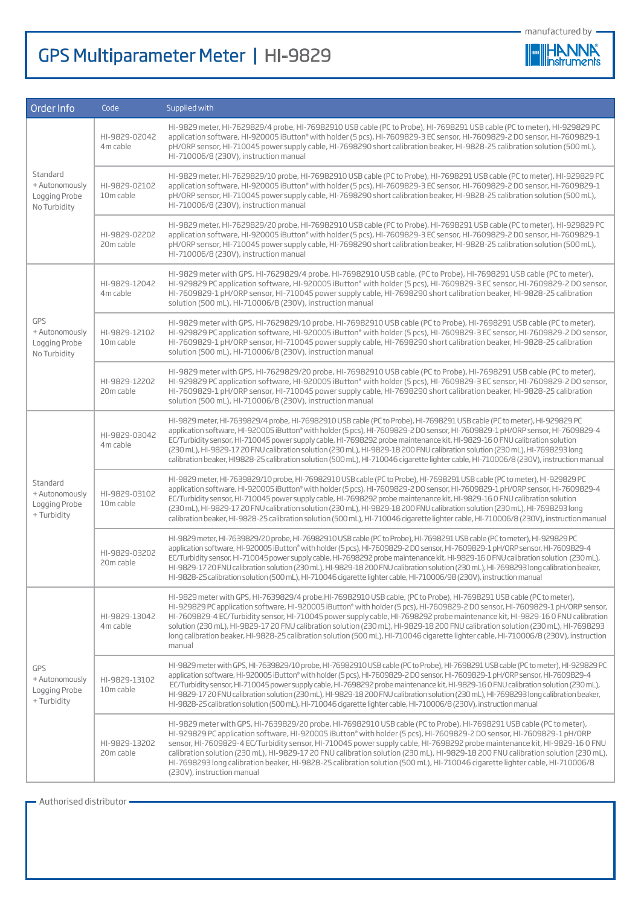# GPS Multiparameter Meter | HI-9829

manufactured by HANNA instruments

| Order Info | Code | Supplied with |
|---|---|---|
| Standard + Autonomously Logging Probe No Turbidity | HI-9829-02042 4m cable | HI-9829 meter, HI-7629829/4 probe, HI-76982910 USB cable (PC to Probe), HI-7698291 USB cable (PC to meter), HI-929829 PC application software, HI-920005 iButton® with holder (5 pcs), HI-7609829-3 EC sensor, HI-7609829-2 DO sensor, HI-7609829-1 pH/ORP sensor, HI-710045 power supply cable, HI-7698290 short calibration beaker, HI-9828-25 calibration solution (500 mL), HI-710006/8 (230V), instruction manual |
| | HI-9829-02102 10m cable | HI-9829 meter, HI-7629829/10 probe, HI-76982910 USB cable (PC to Probe), HI-7698291 USB cable (PC to meter), HI-929829 PC application software, HI-920005 iButton® with holder (5 pcs), HI-7609829-3 EC sensor, HI-7609829-2 DO sensor, HI-7609829-1 pH/ORP sensor, HI-710045 power supply cable, HI-7698290 short calibration beaker, HI-9828-25 calibration solution (500 mL), HI-710006/8 (230V), instruction manual |
| | HI-9829-02202 20m cable | HI-9829 meter, HI-7629829/20 probe, HI-76982910 USB cable (PC to Probe), HI-7698291 USB cable (PC to meter), HI-929829 PC application software, HI-920005 iButton® with holder (5 pcs), HI-7609829-3 EC sensor, HI-7609829-2 DO sensor, HI-7609829-1 pH/ORP sensor, HI-710045 power supply cable, HI-7698290 short calibration beaker, HI-9828-25 calibration solution (500 mL), HI-710006/8 (230V), instruction manual |
| GPS + Autonomously Logging Probe No Turbidity | HI-9829-12042 4m cable | HI-9829 meter with GPS, HI-7629829/4 probe, HI-76982910 USB cable, (PC to Probe), HI-7698291 USB cable (PC to meter), HI-929829 PC application software, HI-920005 iButton® with holder (5 pcs), HI-7609829-3 EC sensor, HI-7609829-2 DO sensor, HI-7609829-1 pH/ORP sensor, HI-710045 power supply cable, HI-7698290 short calibration beaker, HI-9828-25 calibration solution (500 mL), HI-710006/8 (230V), instruction manual |
| | HI-9829-12102 10m cable | HI-9829 meter with GPS, HI-7629829/10 probe, HI-76982910 USB cable (PC to Probe), HI-7698291 USB cable (PC to meter), HI-929829 PC application software, HI-920005 iButton® with holder (5 pcs), HI-7609829-3 EC sensor, HI-7609829-2 DO sensor, HI-7609829-1 pH/ORP sensor, HI-710045 power supply cable, HI-7698290 short calibration beaker, HI-9828-25 calibration solution (500 mL), HI-710006/8 (230V), instruction manual |
| | HI-9829-12202 20m cable | HI-9829 meter with GPS, HI-7629829/20 probe, HI-76982910 USB cable (PC to Probe), HI-7698291 USB cable (PC to meter), HI-929829 PC application software, HI-920005 iButton® with holder (5 pcs), HI-7609829-3 EC sensor, HI-7609829-2 DO sensor, HI-7609829-1 pH/ORP sensor, HI-710045 power supply cable, HI-7698290 short calibration beaker, HI-9828-25 calibration solution (500 mL), HI-710006/8 (230V), instruction manual |
| Standard + Autonomously Logging Probe + Turbidity | HI-9829-03042 4m cable | HI-9829 meter, HI-7639829/4 probe, HI-76982910 USB cable (PC to Probe), HI-7698291 USB cable (PC to meter), HI-929829 PC application software, HI-920005 iButton® with holder (5 pcs), HI-7609829-2 DO sensor, HI-7609829-1 pH/ORP sensor, HI-7609829-4 EC/Turbidity sensor, HI-710045 power supply cable, HI-7698292 probe maintenance kit, HI-9829-16 0 FNU calibration solution (230 mL), HI-9829-17 20 FNU calibration solution (230 mL), HI-9829-18 200 FNU calibration solution (230 mL), HI-7698293 long calibration beaker, HI9828-25 calibration solution (500 mL), HI-710046 cigarette lighter cable, HI-710006/8 (230V), instruction manual |
| | HI-9829-03102 10m cable | HI-9829 meter, HI-7639829/10 probe, HI-76982910 USB cable (PC to Probe), HI-7698291 USB cable (PC to meter), HI-929829 PC application software, HI-920005 iButton® with holder (5 pcs), HI-7609829-2 DO sensor, HI-7609829-1 pH/ORP sensor, HI-7609829-4 EC/Turbidity sensor, HI-710045 power supply cable, HI-7698292 probe maintenance kit, HI-9829-16 0 FNU calibration solution (230 mL), HI-9829-17 20 FNU calibration solution (230 mL), HI-9829-18 200 FNU calibration solution (230 mL), HI-7698293 long calibration beaker, HI-9828-25 calibration solution (500 mL), HI-710046 cigarette lighter cable, HI-710006/8 (230V), instruction manual |
| | HI-9829-03202 20m cable | HI-9829 meter, HI-7639829/20 probe, HI-76982910 USB cable (PC to Probe), HI-7698291 USB cable (PC to meter), HI-929829 PC application software, HI-920005 iButton® with holder (5 pcs), HI-7609829-2 DO sensor, HI-7609829-1 pH/ORP sensor, HI-7609829-4 EC/Turbidity sensor, HI-710045 power supply cable, HI-7698292 probe maintenance kit, HI-9829-16 0 FNU calibration solution (230 mL), HI-9829-17 20 FNU calibration solution (230 mL), HI-9829-18 200 FNU calibration solution (230 mL), HI-7698293 long calibration beaker, HI-9828-25 calibration solution (500 mL), HI-710046 cigarette lighter cable, HI-710006/98 (230V), instruction manual |
| GPS + Autonomously Logging Probe + Turbidity | HI-9829-13042 4m cable | HI-9829 meter with GPS, HI-7639829/4 probe,HI-76982910 USB cable, (PC to Probe), HI-7698291 USB cable (PC to meter), HI-929829 PC application software, HI-920005 iButton® with holder (5 pcs), HI-7609829-2 DO sensor, HI-7609829-1 pH/ORP sensor, HI-7609829-4 EC/Turbidity sensor, HI-710045 power supply cable, HI-7698292 probe maintenance kit, HI-9829-16 0 FNU calibration solution (230 mL), HI-9829-17 20 FNU calibration solution (230 mL), HI-9829-18 200 FNU calibration solution (230 mL), HI-7698293 long calibration beaker, HI-9828-25 calibration solution (500 mL), HI-710046 cigarette lighter cable, HI-710006/8 (230V), instruction manual |
| | HI-9829-13102 10m cable | HI-9829 meter with GPS, HI-7639829/10 probe, HI-76982910 USB cable (PC to Probe), HI-7698291 USB cable (PC to meter), HI-929829 PC application software, HI-920005 iButton® with holder (5 pcs), HI-7609829-2 DO sensor, HI-7609829-1 pH/ORP sensor, HI-7609829-4 EC/Turbidity sensor, HI-710045 power supply cable, HI-7698292 probe maintenance kit, HI-9829-16 0 FNU calibration solution (230 mL), HI-9829-17 20 FNU calibration solution (230 mL), HI-9829-18 200 FNU calibration solution (230 mL), HI-7698293 long calibration beaker, HI-9828-25 calibration solution (500 mL), HI-710046 cigarette lighter cable, HI-710006/8 (230V), instruction manual |
| | HI-9829-13202 20m cable | HI-9829 meter with GPS, HI-7639829/20 probe, HI-76982910 USB cable (PC to Probe), HI-7698291 USB cable (PC to meter), HI-929829 PC application software, HI-920005 iButton® with holder (5 pcs), HI-7609829-2 DO sensor, HI-7609829-1 pH/ORP sensor, HI-7609829-4 EC/Turbidity sensor, HI-710045 power supply cable, HI-7698292 probe maintenance kit, HI-9829-16 0 FNU calibration solution (230 mL), HI-9829-17 20 FNU calibration solution (230 mL), HI-9829-18 200 FNU calibration solution (230 mL), HI-7698293 long calibration beaker, HI-9828-25 calibration solution (500 mL), HI-710046 cigarette lighter cable, HI-710006/8 (230V), instruction manual |

Authorised distributor